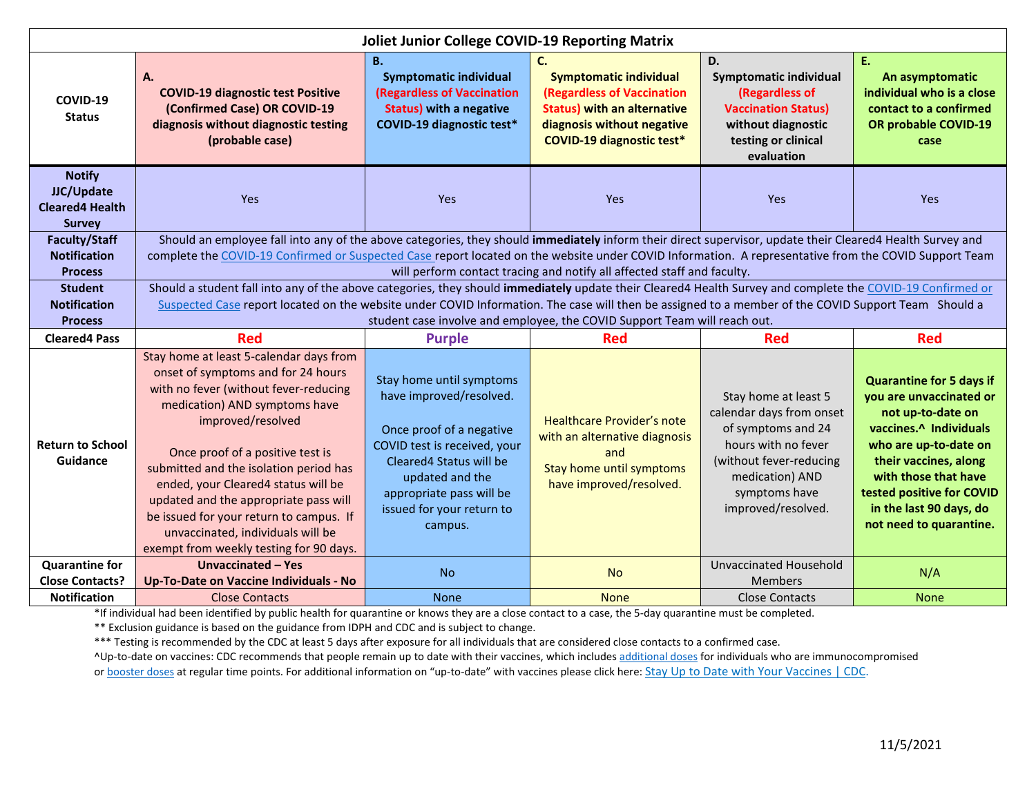# Joliet Junior College COVID-19 Reporting Matrix

| COVID-19 Status | A. COVID-19 diagnostic test Positive (Confirmed Case) OR COVID-19 diagnosis without diagnostic testing (probable case) | B. Symptomatic individual (Regardless of Vaccination Status) with a negative COVID-19 diagnostic test* | C. Symptomatic individual (Regardless of Vaccination Status) with an alternative diagnosis without negative COVID-19 diagnostic test* | D. Symptomatic individual (Regardless of Vaccination Status) without diagnostic testing or clinical evaluation | E. An asymptomatic individual who is a close contact to a confirmed OR probable COVID-19 case |
|---|---|---|---|---|---|
| **Notify JJC/Update Cleared4 Health Survey** | Yes | Yes | Yes | Yes | Yes |
| **Faculty/Staff Notification Process** | Should an employee fall into any of the above categories, they should **immediately** inform their direct supervisor, update their Cleared4 Health Survey and complete the COVID-19 Confirmed or Suspected Case report located on the website under COVID Information. A representative from the COVID Support Team will perform contact tracing and notify all affected staff and faculty. | | | | |
| **Student Notification Process** | Should a student fall into any of the above categories, they should **immediately** update their Cleared4 Health Survey and complete the COVID-19 Confirmed or Suspected Case report located on the website under COVID Information. The case will then be assigned to a member of the COVID Support Team Should a student case involve and employee, the COVID Support Team will reach out. | | | | |
| **Cleared4 Pass** | **Red** | **Purple** | **Red** | **Red** | **Red** |
| **Return to School Guidance** | Stay home at least 5-calendar days from onset of symptoms and for 24 hours with no fever (without fever-reducing medication) AND symptoms have improved/resolved<br><br>Once proof of a positive test is submitted and the isolation period has ended, your Cleared4 status will be updated and the appropriate pass will be issued for your return to campus. If unvaccinated, individuals will be exempt from weekly testing for 90 days. | Stay home until symptoms have improved/resolved.<br><br>Once proof of a negative COVID test is received, your Cleared4 Status will be updated and the appropriate pass will be issued for your return to campus. | Healthcare Provider's note with an alternative diagnosis and<br>Stay home until symptoms have improved/resolved. | Stay home at least 5 calendar days from onset of symptoms and 24 hours with no fever (without fever-reducing medication) AND symptoms have improved/resolved. | **Quarantine for 5 days if you are unvaccinated or not up-to-date on vaccines.^ Individuals who are up-to-date on their vaccines, along with those that have tested positive for COVID in the last 90 days, do not need to quarantine.** |
| **Quarantine for Close Contacts?** | **Unvaccinated – Yes**<br>**Up-To-Date on Vaccine Individuals - No** | No | No | Unvaccinated Household Members | N/A |
| **Notification** | Close Contacts | None | None | Close Contacts | None |

*If individual had been identified by public health for quarantine or knows they are a close contact to a case, the 5-day quarantine must be completed.

** Exclusion guidance is based on the guidance from IDPH and CDC and is subject to change.

*** Testing is recommended by the CDC at least 5 days after exposure for all individuals that are considered close contacts to a confirmed case.

^Up-to-date on vaccines: CDC recommends that people remain up to date with their vaccines, which includes additional doses for individuals who are immunocompromised or booster doses at regular time points. For additional information on "up-to-date" with vaccines please click here: Stay Up to Date with Your Vaccines | CDC.

11/5/2021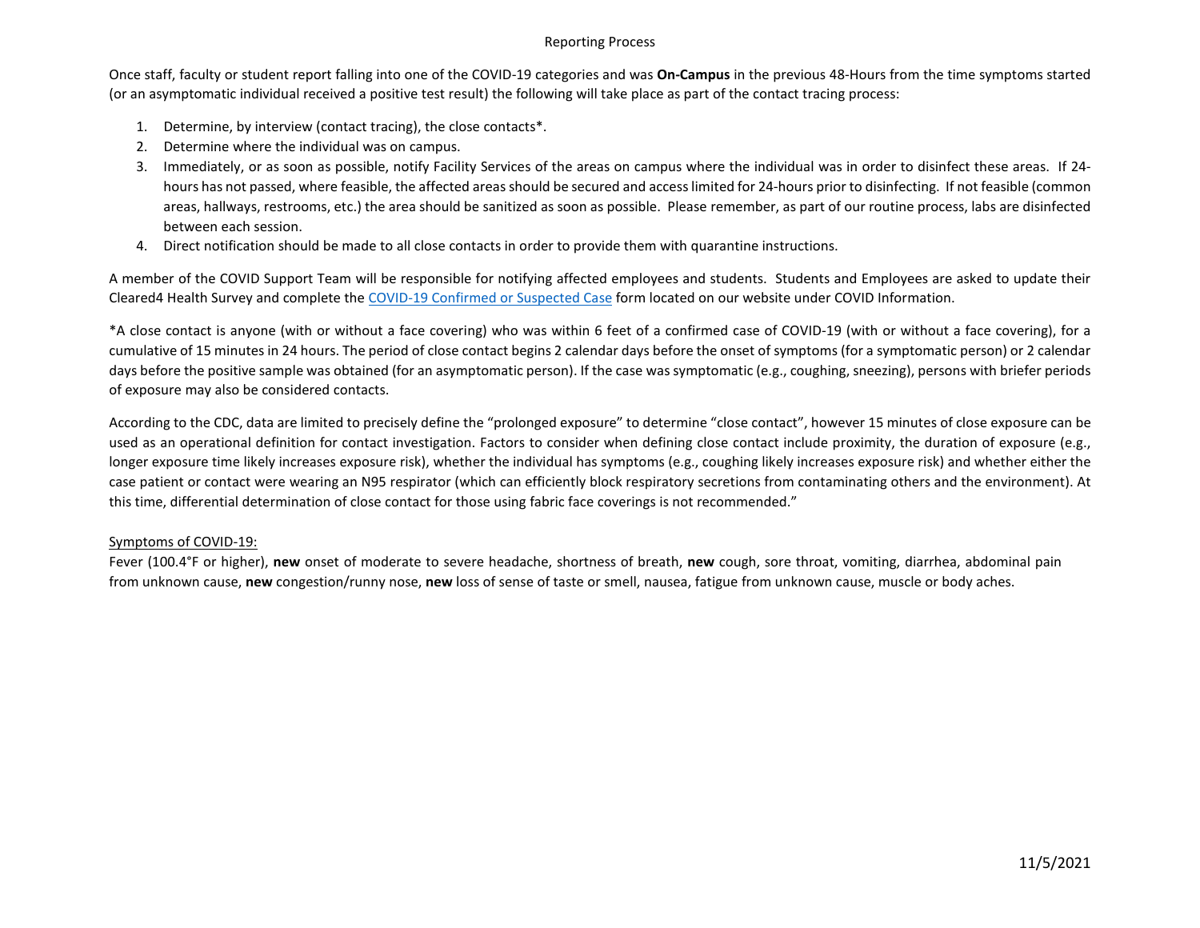## Reporting Process

Once staff, faculty or student report falling into one of the COVID-19 categories and was **On-Campus** in the previous 48-Hours from the time symptoms started (or an asymptomatic individual received a positive test result) the following will take place as part of the contact tracing process:

1. Determine, by interview (contact tracing), the close contacts*.
2. Determine where the individual was on campus.
3. Immediately, or as soon as possible, notify Facility Services of the areas on campus where the individual was in order to disinfect these areas. If 24-hours has not passed, where feasible, the affected areas should be secured and access limited for 24-hours prior to disinfecting. If not feasible (common areas, hallways, restrooms, etc.) the area should be sanitized as soon as possible. Please remember, as part of our routine process, labs are disinfected between each session.
4. Direct notification should be made to all close contacts in order to provide them with quarantine instructions.

A member of the COVID Support Team will be responsible for notifying affected employees and students. Students and Employees are asked to update their Cleared4 Health Survey and complete the COVID-19 Confirmed or Suspected Case form located on our website under COVID Information.

*A close contact is anyone (with or without a face covering) who was within 6 feet of a confirmed case of COVID-19 (with or without a face covering), for a cumulative of 15 minutes in 24 hours. The period of close contact begins 2 calendar days before the onset of symptoms (for a symptomatic person) or 2 calendar days before the positive sample was obtained (for an asymptomatic person). If the case was symptomatic (e.g., coughing, sneezing), persons with briefer periods of exposure may also be considered contacts.

According to the CDC, data are limited to precisely define the "prolonged exposure" to determine "close contact", however 15 minutes of close exposure can be used as an operational definition for contact investigation. Factors to consider when defining close contact include proximity, the duration of exposure (e.g., longer exposure time likely increases exposure risk), whether the individual has symptoms (e.g., coughing likely increases exposure risk) and whether either the case patient or contact were wearing an N95 respirator (which can efficiently block respiratory secretions from contaminating others and the environment). At this time, differential determination of close contact for those using fabric face coverings is not recommended."

Symptoms of COVID-19:

Fever (100.4°F or higher), **new** onset of moderate to severe headache, shortness of breath, **new** cough, sore throat, vomiting, diarrhea, abdominal pain from unknown cause, **new** congestion/runny nose, **new** loss of sense of taste or smell, nausea, fatigue from unknown cause, muscle or body aches.

11/5/2021